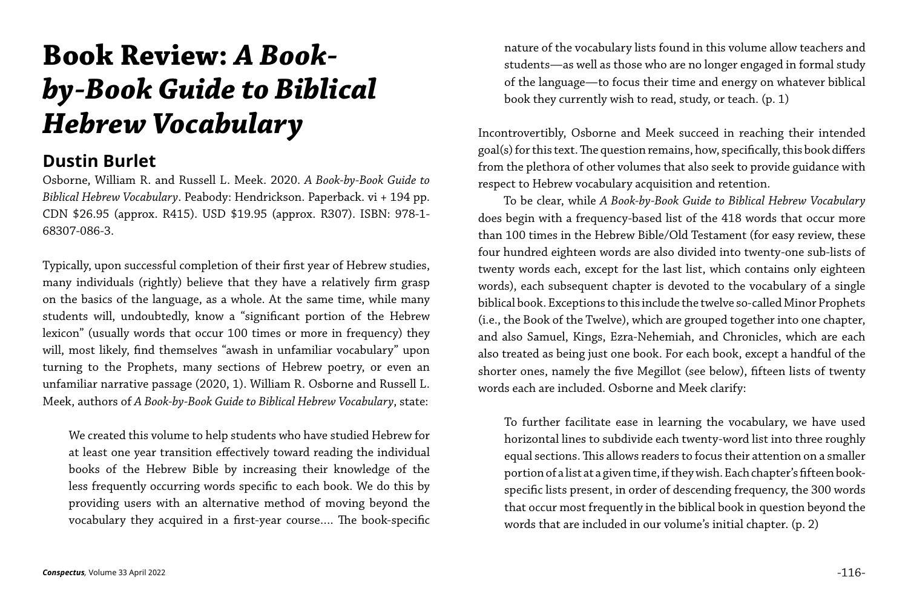# Book Review: *A Book-by-Book Guide to Biblical Hebrew Vocabulary*

## Dustin Burlet

Osborne, William R. and Russell L. Meek. 2020. *A Book-by-Book Guide to Biblical Hebrew Vocabulary*. Peabody: Hendrickson. Paperback. vi + 194 pp. CDN $26.95 (approx. R415). USD $19.95 (approx. R307). ISBN: 978-1-68307-086-3.

Typically, upon successful completion of their first year of Hebrew studies, many individuals (rightly) believe that they have a relatively firm grasp on the basics of the language, as a whole. At the same time, while many students will, undoubtedly, know a "significant portion of the Hebrew lexicon" (usually words that occur 100 times or more in frequency) they will, most likely, find themselves "awash in unfamiliar vocabulary" upon turning to the Prophets, many sections of Hebrew poetry, or even an unfamiliar narrative passage (2020, 1). William R. Osborne and Russell L. Meek, authors of *A Book-by-Book Guide to Biblical Hebrew Vocabulary*, state:

> We created this volume to help students who have studied Hebrew for at least one year transition effectively toward reading the individual books of the Hebrew Bible by increasing their knowledge of the less frequently occurring words specific to each book. We do this by providing users with an alternative method of moving beyond the vocabulary they acquired in a first-year course.... The book-specific nature of the vocabulary lists found in this volume allow teachers and students—as well as those who are no longer engaged in formal study of the language—to focus their time and energy on whatever biblical book they currently wish to read, study, or teach. (p. 1)

Incontrovertibly, Osborne and Meek succeed in reaching their intended goal(s) for this text. The question remains, how, specifically, this book differs from the plethora of other volumes that also seek to provide guidance with respect to Hebrew vocabulary acquisition and retention.

To be clear, while *A Book-by-Book Guide to Biblical Hebrew Vocabulary* does begin with a frequency-based list of the 418 words that occur more than 100 times in the Hebrew Bible/Old Testament (for easy review, these four hundred eighteen words are also divided into twenty-one sub-lists of twenty words each, except for the last list, which contains only eighteen words), each subsequent chapter is devoted to the vocabulary of a single biblical book. Exceptions to this include the twelve so-called Minor Prophets (i.e., the Book of the Twelve), which are grouped together into one chapter, and also Samuel, Kings, Ezra-Nehemiah, and Chronicles, which are each also treated as being just one book. For each book, except a handful of the shorter ones, namely the five Megillot (see below), fifteen lists of twenty words each are included. Osborne and Meek clarify:

> To further facilitate ease in learning the vocabulary, we have used horizontal lines to subdivide each twenty-word list into three roughly equal sections. This allows readers to focus their attention on a smaller portion of a list at a given time, if they wish. Each chapter's fifteen book-specific lists present, in order of descending frequency, the 300 words that occur most frequently in the biblical book in question beyond the words that are included in our volume's initial chapter. (p. 2)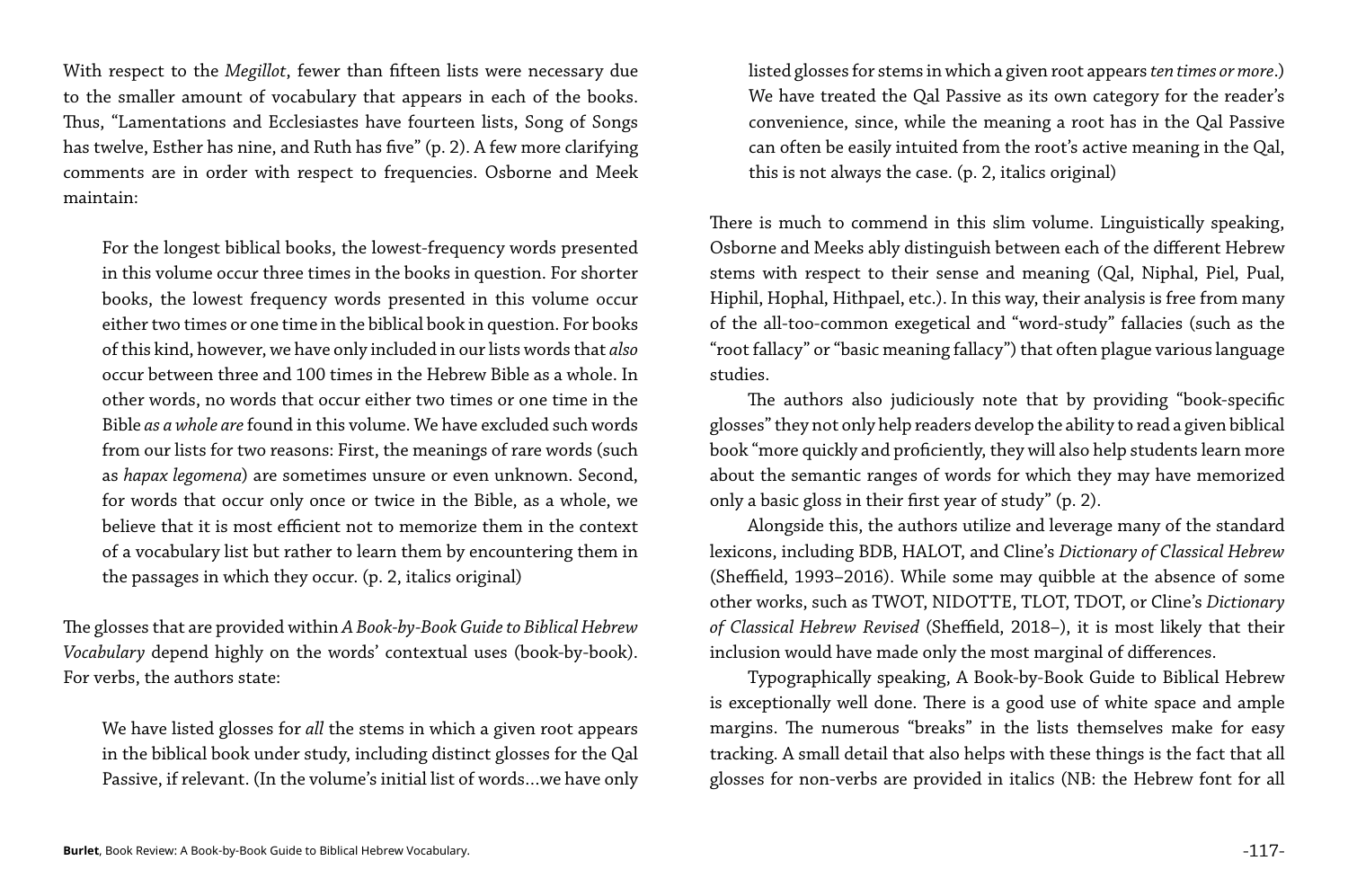With respect to the *Megillot*, fewer than fifteen lists were necessary due to the smaller amount of vocabulary that appears in each of the books. Thus, "Lamentations and Ecclesiastes have fourteen lists, Song of Songs has twelve, Esther has nine, and Ruth has five" (p. 2). A few more clarifying comments are in order with respect to frequencies. Osborne and Meek maintain:

> For the longest biblical books, the lowest-frequency words presented in this volume occur three times in the books in question. For shorter books, the lowest frequency words presented in this volume occur either two times or one time in the biblical book in question. For books of this kind, however, we have only included in our lists words that *also* occur between three and 100 times in the Hebrew Bible as a whole. In other words, no words that occur either two times or one time in the Bible *as a whole are* found in this volume. We have excluded such words from our lists for two reasons: First, the meanings of rare words (such as *hapax legomena*) are sometimes unsure or even unknown. Second, for words that occur only once or twice in the Bible, as a whole, we believe that it is most efficient not to memorize them in the context of a vocabulary list but rather to learn them by encountering them in the passages in which they occur. (p. 2, italics original)

The glosses that are provided within *A Book-by-Book Guide to Biblical Hebrew Vocabulary* depend highly on the words' contextual uses (book-by-book). For verbs, the authors state:

> We have listed glosses for *all* the stems in which a given root appears in the biblical book under study, including distinct glosses for the Qal Passive, if relevant. (In the volume's initial list of words…we have only listed glosses for stems in which a given root appears *ten times or more*.) We have treated the Qal Passive as its own category for the reader's convenience, since, while the meaning a root has in the Qal Passive can often be easily intuited from the root's active meaning in the Qal, this is not always the case. (p. 2, italics original)

There is much to commend in this slim volume. Linguistically speaking, Osborne and Meeks ably distinguish between each of the different Hebrew stems with respect to their sense and meaning (Qal, Niphal, Piel, Pual, Hiphil, Hophal, Hithpael, etc.). In this way, their analysis is free from many of the all-too-common exegetical and "word-study" fallacies (such as the "root fallacy" or "basic meaning fallacy") that often plague various language studies.

The authors also judiciously note that by providing "book-specific glosses" they not only help readers develop the ability to read a given biblical book "more quickly and proficiently, they will also help students learn more about the semantic ranges of words for which they may have memorized only a basic gloss in their first year of study" (p. 2).

Alongside this, the authors utilize and leverage many of the standard lexicons, including BDB, HALOT, and Cline's *Dictionary of Classical Hebrew* (Sheffield, 1993–2016). While some may quibble at the absence of some other works, such as TWOT, NIDOTTE, TLOT, TDOT, or Cline's *Dictionary of Classical Hebrew Revised* (Sheffield, 2018–), it is most likely that their inclusion would have made only the most marginal of differences.

Typographically speaking, A Book-by-Book Guide to Biblical Hebrew is exceptionally well done. There is a good use of white space and ample margins. The numerous "breaks" in the lists themselves make for easy tracking. A small detail that also helps with these things is the fact that all glosses for non-verbs are provided in italics (NB: the Hebrew font for all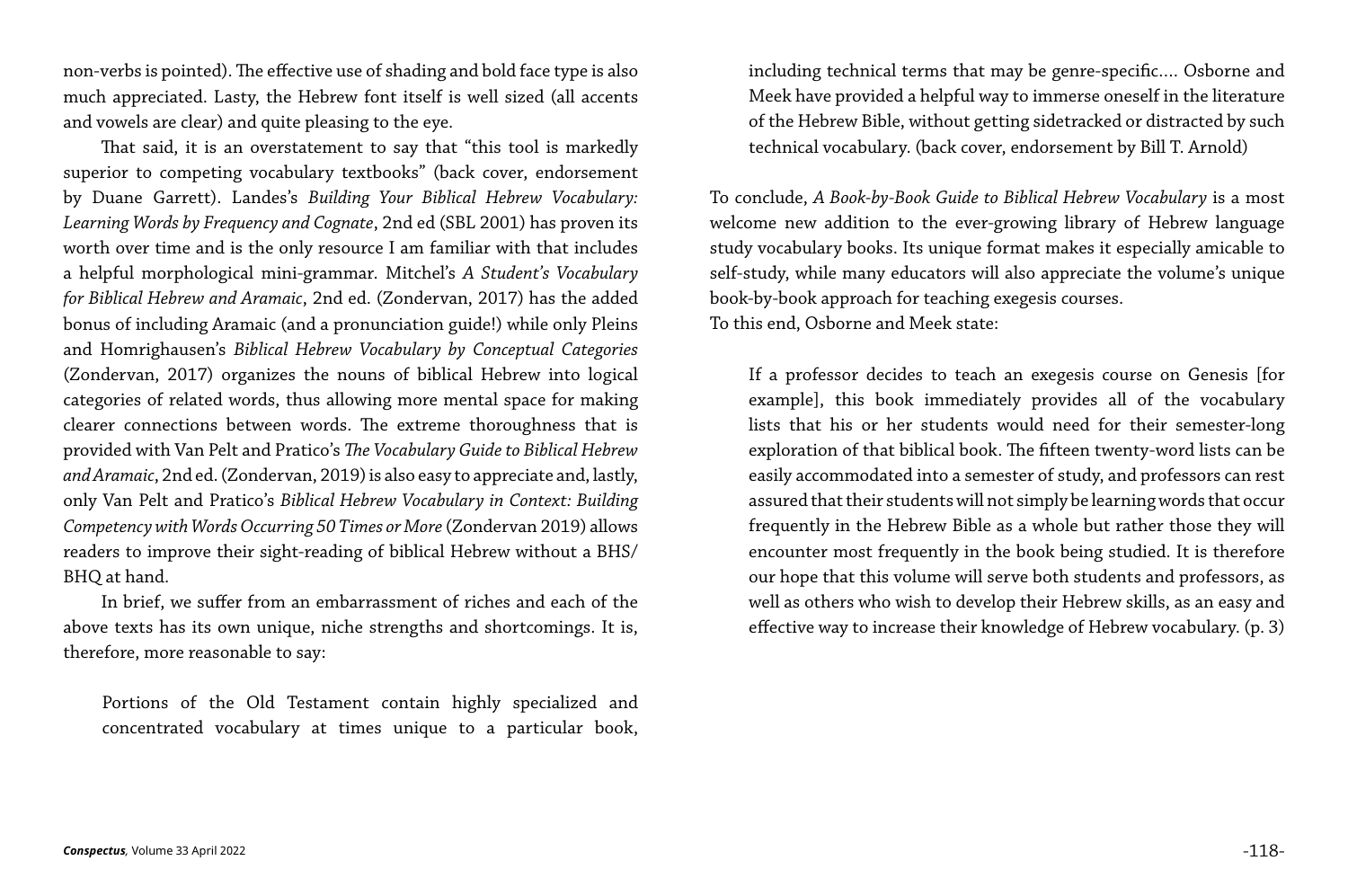non-verbs is pointed). The effective use of shading and bold face type is also much appreciated. Lasty, the Hebrew font itself is well sized (all accents and vowels are clear) and quite pleasing to the eye.

That said, it is an overstatement to say that "this tool is markedly superior to competing vocabulary textbooks" (back cover, endorsement by Duane Garrett). Landes's *Building Your Biblical Hebrew Vocabulary: Learning Words by Frequency and Cognate*, 2nd ed (SBL 2001) has proven its worth over time and is the only resource I am familiar with that includes a helpful morphological mini-grammar. Mitchel's *A Student's Vocabulary for Biblical Hebrew and Aramaic*, 2nd ed. (Zondervan, 2017) has the added bonus of including Aramaic (and a pronunciation guide!) while only Pleins and Homrighausen's *Biblical Hebrew Vocabulary by Conceptual Categories* (Zondervan, 2017) organizes the nouns of biblical Hebrew into logical categories of related words, thus allowing more mental space for making clearer connections between words. The extreme thoroughness that is provided with Van Pelt and Pratico's *The Vocabulary Guide to Biblical Hebrew and Aramaic*, 2nd ed. (Zondervan, 2019) is also easy to appreciate and, lastly, only Van Pelt and Pratico's *Biblical Hebrew Vocabulary in Context: Building Competency with Words Occurring 50 Times or More* (Zondervan 2019) allows readers to improve their sight-reading of biblical Hebrew without a BHS/BHQ at hand.

In brief, we suffer from an embarrassment of riches and each of the above texts has its own unique, niche strengths and shortcomings. It is, therefore, more reasonable to say:

> Portions of the Old Testament contain highly specialized and concentrated vocabulary at times unique to a particular book, including technical terms that may be genre-specific.... Osborne and Meek have provided a helpful way to immerse oneself in the literature of the Hebrew Bible, without getting sidetracked or distracted by such technical vocabulary. (back cover, endorsement by Bill T. Arnold)

To conclude, *A Book-by-Book Guide to Biblical Hebrew Vocabulary* is a most welcome new addition to the ever-growing library of Hebrew language study vocabulary books. Its unique format makes it especially amicable to self-study, while many educators will also appreciate the volume's unique book-by-book approach for teaching exegesis courses.
To this end, Osborne and Meek state:

> If a professor decides to teach an exegesis course on Genesis [for example], this book immediately provides all of the vocabulary lists that his or her students would need for their semester-long exploration of that biblical book. The fifteen twenty-word lists can be easily accommodated into a semester of study, and professors can rest assured that their students will not simply be learning words that occur frequently in the Hebrew Bible as a whole but rather those they will encounter most frequently in the book being studied. It is therefore our hope that this volume will serve both students and professors, as well as others who wish to develop their Hebrew skills, as an easy and effective way to increase their knowledge of Hebrew vocabulary. (p. 3)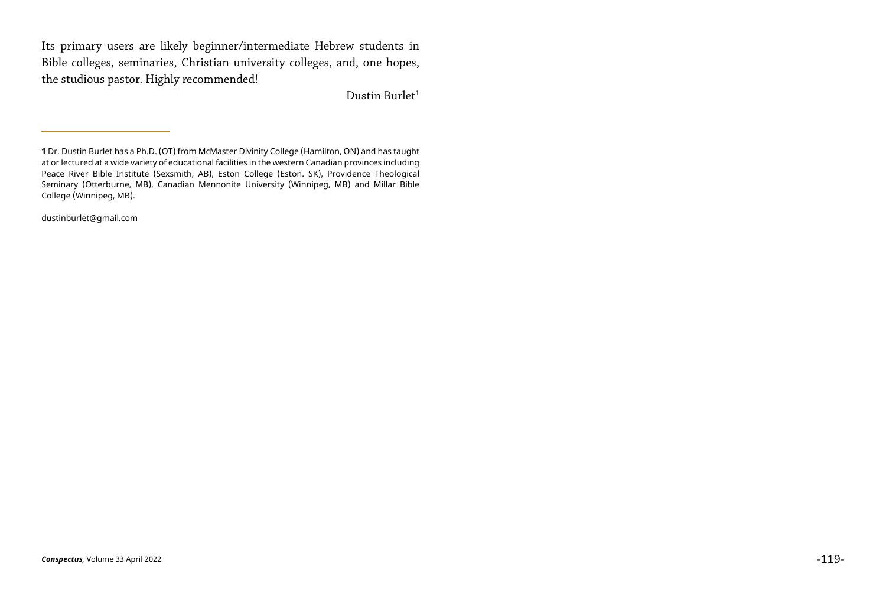Its primary users are likely beginner/intermediate Hebrew students in Bible colleges, seminaries, Christian university colleges, and, one hopes, the studious pastor. Highly recommended!

Dustin Burlet[1]

---

**1** Dr. Dustin Burlet has a Ph.D. (OT) from McMaster Divinity College (Hamilton, ON) and has taught at or lectured at a wide variety of educational facilities in the western Canadian provinces including Peace River Bible Institute (Sexsmith, AB), Eston College (Eston. SK), Providence Theological Seminary (Otterburne, MB), Canadian Mennonite University (Winnipeg, MB) and Millar Bible College (Winnipeg, MB).

dustinburlet@gmail.com